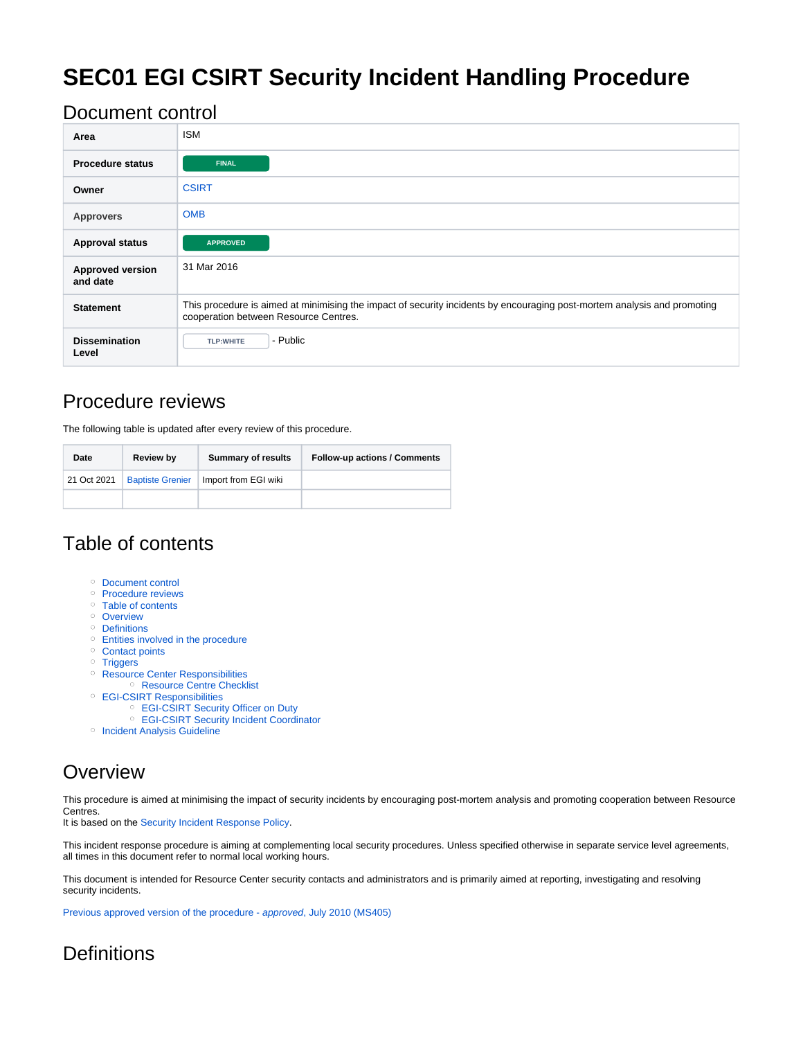# SEC01 EGI CSIRT Security Incident Handling Procedure

## Document control

| | |
|---|---|
| **Area** | ISM |
| **Procedure status** | FINAL |
| **Owner** | CSIRT |
| **Approvers** | OMB |
| **Approval status** | APPROVED |
| **Approved version and date** | 31 Mar 2016 |
| **Statement** | This procedure is aimed at minimising the impact of security incidents by encouraging post-mortem analysis and promoting cooperation between Resource Centres. |
| **Dissemination Level** | TLP:WHITE - Public |

## Procedure reviews

The following table is updated after every review of this procedure.

| Date | Review by | Summary of results | Follow-up actions / Comments |
|---|---|---|---|
| 21 Oct 2021 | Baptiste Grenier | Import from EGI wiki | |
| | | | |

## Table of contents

- Document control
- Procedure reviews
- Table of contents
- Overview
- Definitions
- Entities involved in the procedure
- Contact points
- Triggers
- Resource Center Responsibilities
  - Resource Centre Checklist
- EGI-CSIRT Responsibilities
  - EGI-CSIRT Security Officer on Duty
  - EGI-CSIRT Security Incident Coordinator
- Incident Analysis Guideline

## Overview

This procedure is aimed at minimising the impact of security incidents by encouraging post-mortem analysis and promoting cooperation between Resource Centres.
It is based on the Security Incident Response Policy.

This incident response procedure is aiming at complementing local security procedures. Unless specified otherwise in separate service level agreements, all times in this document refer to normal local working hours.

This document is intended for Resource Center security contacts and administrators and is primarily aimed at reporting, investigating and resolving security incidents.

Previous approved version of the procedure - *approved*, July 2010 (MS405)

## Definitions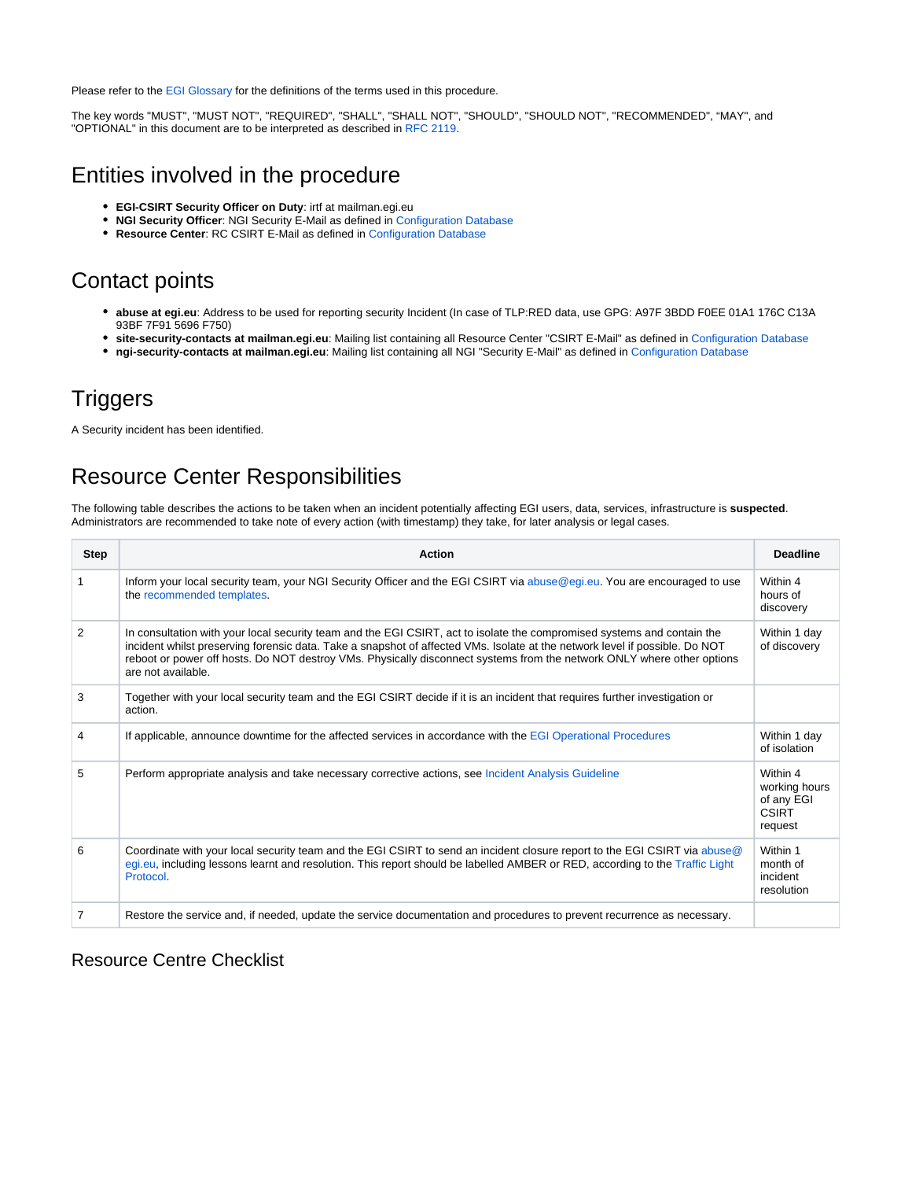Please refer to the EGI Glossary for the definitions of the terms used in this procedure.

The key words "MUST", "MUST NOT", "REQUIRED", "SHALL", "SHALL NOT", "SHOULD", "SHOULD NOT", "RECOMMENDED", "MAY", and "OPTIONAL" in this document are to be interpreted as described in RFC 2119.

# Entities involved in the procedure

- **EGI-CSIRT Security Officer on Duty**: irtf at mailman.egi.eu
- **NGI Security Officer**: NGI Security E-Mail as defined in Configuration Database
- **Resource Center**: RC CSIRT E-Mail as defined in Configuration Database

# Contact points

- **abuse at egi.eu**: Address to be used for reporting security Incident (In case of TLP:RED data, use GPG: A97F 3BDD F0EE 01A1 176C C13A 93BF 7F91 5696 F750)
- **site-security-contacts at mailman.egi.eu**: Mailing list containing all Resource Center "CSIRT E-Mail" as defined in Configuration Database
- **ngi-security-contacts at mailman.egi.eu**: Mailing list containing all NGI "Security E-Mail" as defined in Configuration Database

# Triggers

A Security incident has been identified.

# Resource Center Responsibilities

The following table describes the actions to be taken when an incident potentially affecting EGI users, data, services, infrastructure is **suspected**. Administrators are recommended to take note of every action (with timestamp) they take, for later analysis or legal cases.

| Step | Action | Deadline |
|---|---|---|
| 1 | Inform your local security team, your NGI Security Officer and the EGI CSIRT via abuse@egi.eu. You are encouraged to use the recommended templates. | Within 4 hours of discovery |
| 2 | In consultation with your local security team and the EGI CSIRT, act to isolate the compromised systems and contain the incident whilst preserving forensic data. Take a snapshot of affected VMs. Isolate at the network level if possible. Do NOT reboot or power off hosts. Do NOT destroy VMs. Physically disconnect systems from the network ONLY where other options are not available. | Within 1 day of discovery |
| 3 | Together with your local security team and the EGI CSIRT decide if it is an incident that requires further investigation or action. | |
| 4 | If applicable, announce downtime for the affected services in accordance with the EGI Operational Procedures | Within 1 day of isolation |
| 5 | Perform appropriate analysis and take necessary corrective actions, see Incident Analysis Guideline | Within 4 working hours of any EGI CSIRT request |
| 6 | Coordinate with your local security team and the EGI CSIRT to send an incident closure report to the EGI CSIRT via abuse@egi.eu, including lessons learnt and resolution. This report should be labelled AMBER or RED, according to the Traffic Light Protocol. | Within 1 month of incident resolution |
| 7 | Restore the service and, if needed, update the service documentation and procedures to prevent recurrence as necessary. | |

## Resource Centre Checklist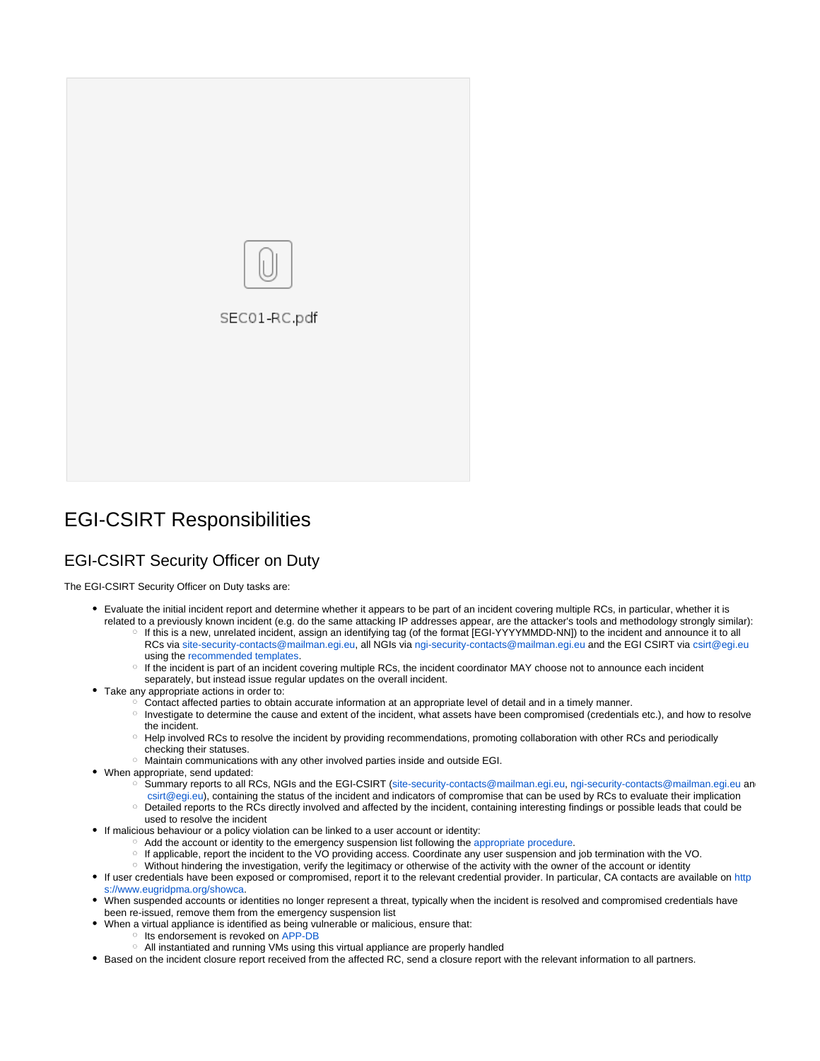SEC01-RC.pdf

# EGI-CSIRT Responsibilities

## EGI-CSIRT Security Officer on Duty

The EGI-CSIRT Security Officer on Duty tasks are:

- Evaluate the initial incident report and determine whether it appears to be part of an incident covering multiple RCs, in particular, whether it is related to a previously known incident (e.g. do the same attacking IP addresses appear, are the attacker's tools and methodology strongly similar):
  - If this is a new, unrelated incident, assign an identifying tag (of the format [EGI-YYYYMMDD-NN]) to the incident and announce it to all RCs via site-security-contacts@mailman.egi.eu, all NGIs via ngi-security-contacts@mailman.egi.eu and the EGI CSIRT via csirt@egi.eu using the recommended templates.
  - If the incident is part of an incident covering multiple RCs, the incident coordinator MAY choose not to announce each incident separately, but instead issue regular updates on the overall incident.
- Take any appropriate actions in order to:
  - Contact affected parties to obtain accurate information at an appropriate level of detail and in a timely manner.
  - Investigate to determine the cause and extent of the incident, what assets have been compromised (credentials etc.), and how to resolve the incident.
  - Help involved RCs to resolve the incident by providing recommendations, promoting collaboration with other RCs and periodically checking their statuses.
  - Maintain communications with any other involved parties inside and outside EGI.
- When appropriate, send updated:
  - Summary reports to all RCs, NGIs and the EGI-CSIRT (site-security-contacts@mailman.egi.eu, ngi-security-contacts@mailman.egi.eu and csirt@egi.eu), containing the status of the incident and indicators of compromise that can be used by RCs to evaluate their implication
  - Detailed reports to the RCs directly involved and affected by the incident, containing interesting findings or possible leads that could be used to resolve the incident
- If malicious behaviour or a policy violation can be linked to a user account or identity:
  - Add the account or identity to the emergency suspension list following the appropriate procedure.
  - If applicable, report the incident to the VO providing access. Coordinate any user suspension and job termination with the VO.
  - Without hindering the investigation, verify the legitimacy or otherwise of the activity with the owner of the account or identity
- If user credentials have been exposed or compromised, report it to the relevant credential provider. In particular, CA contacts are available on https://www.eugridpma.org/showca.
- When suspended accounts or identities no longer represent a threat, typically when the incident is resolved and compromised credentials have been re-issued, remove them from the emergency suspension list
- When a virtual appliance is identified as being vulnerable or malicious, ensure that:
  - Its endorsement is revoked on APP-DB
  - All instantiated and running VMs using this virtual appliance are properly handled
- Based on the incident closure report received from the affected RC, send a closure report with the relevant information to all partners.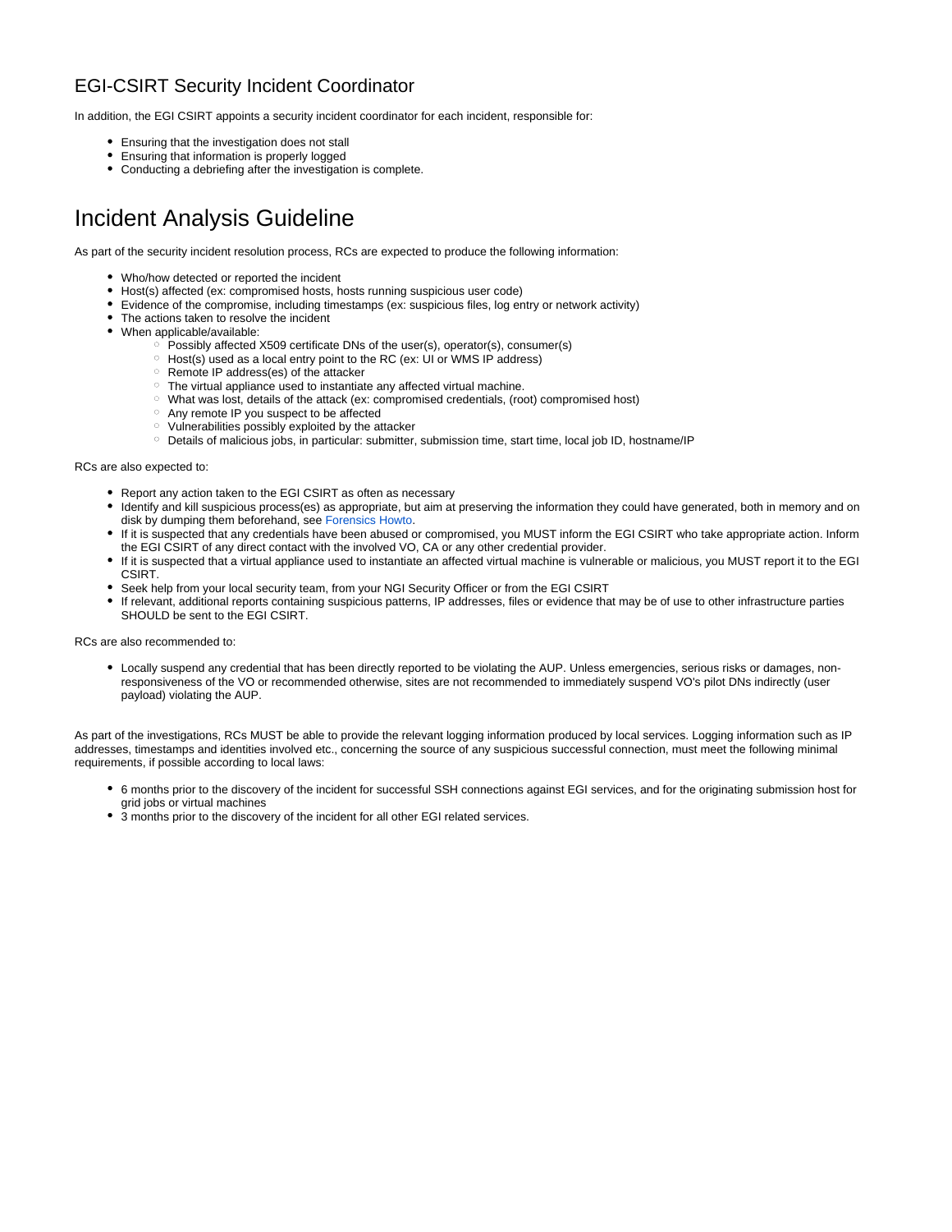## EGI-CSIRT Security Incident Coordinator

In addition, the EGI CSIRT appoints a security incident coordinator for each incident, responsible for:

- Ensuring that the investigation does not stall
- Ensuring that information is properly logged
- Conducting a debriefing after the investigation is complete.

# Incident Analysis Guideline

As part of the security incident resolution process, RCs are expected to produce the following information:

- Who/how detected or reported the incident
- Host(s) affected (ex: compromised hosts, hosts running suspicious user code)
- Evidence of the compromise, including timestamps (ex: suspicious files, log entry or network activity)
- The actions taken to resolve the incident
- When applicable/available:
  - Possibly affected X509 certificate DNs of the user(s), operator(s), consumer(s)
  - Host(s) used as a local entry point to the RC (ex: UI or WMS IP address)
  - Remote IP address(es) of the attacker
  - The virtual appliance used to instantiate any affected virtual machine.
  - What was lost, details of the attack (ex: compromised credentials, (root) compromised host)
  - Any remote IP you suspect to be affected
  - Vulnerabilities possibly exploited by the attacker
  - Details of malicious jobs, in particular: submitter, submission time, start time, local job ID, hostname/IP

RCs are also expected to:

- Report any action taken to the EGI CSIRT as often as necessary
- Identify and kill suspicious process(es) as appropriate, but aim at preserving the information they could have generated, both in memory and on disk by dumping them beforehand, see Forensics Howto.
- If it is suspected that any credentials have been abused or compromised, you MUST inform the EGI CSIRT who take appropriate action. Inform the EGI CSIRT of any direct contact with the involved VO, CA or any other credential provider.
- If it is suspected that a virtual appliance used to instantiate an affected virtual machine is vulnerable or malicious, you MUST report it to the EGI CSIRT.
- Seek help from your local security team, from your NGI Security Officer or from the EGI CSIRT
- If relevant, additional reports containing suspicious patterns, IP addresses, files or evidence that may be of use to other infrastructure parties SHOULD be sent to the EGI CSIRT.

RCs are also recommended to:

- Locally suspend any credential that has been directly reported to be violating the AUP. Unless emergencies, serious risks or damages, non-responsiveness of the VO or recommended otherwise, sites are not recommended to immediately suspend VO's pilot DNs indirectly (user payload) violating the AUP.

As part of the investigations, RCs MUST be able to provide the relevant logging information produced by local services. Logging information such as IP addresses, timestamps and identities involved etc., concerning the source of any suspicious successful connection, must meet the following minimal requirements, if possible according to local laws:

- 6 months prior to the discovery of the incident for successful SSH connections against EGI services, and for the originating submission host for grid jobs or virtual machines
- 3 months prior to the discovery of the incident for all other EGI related services.